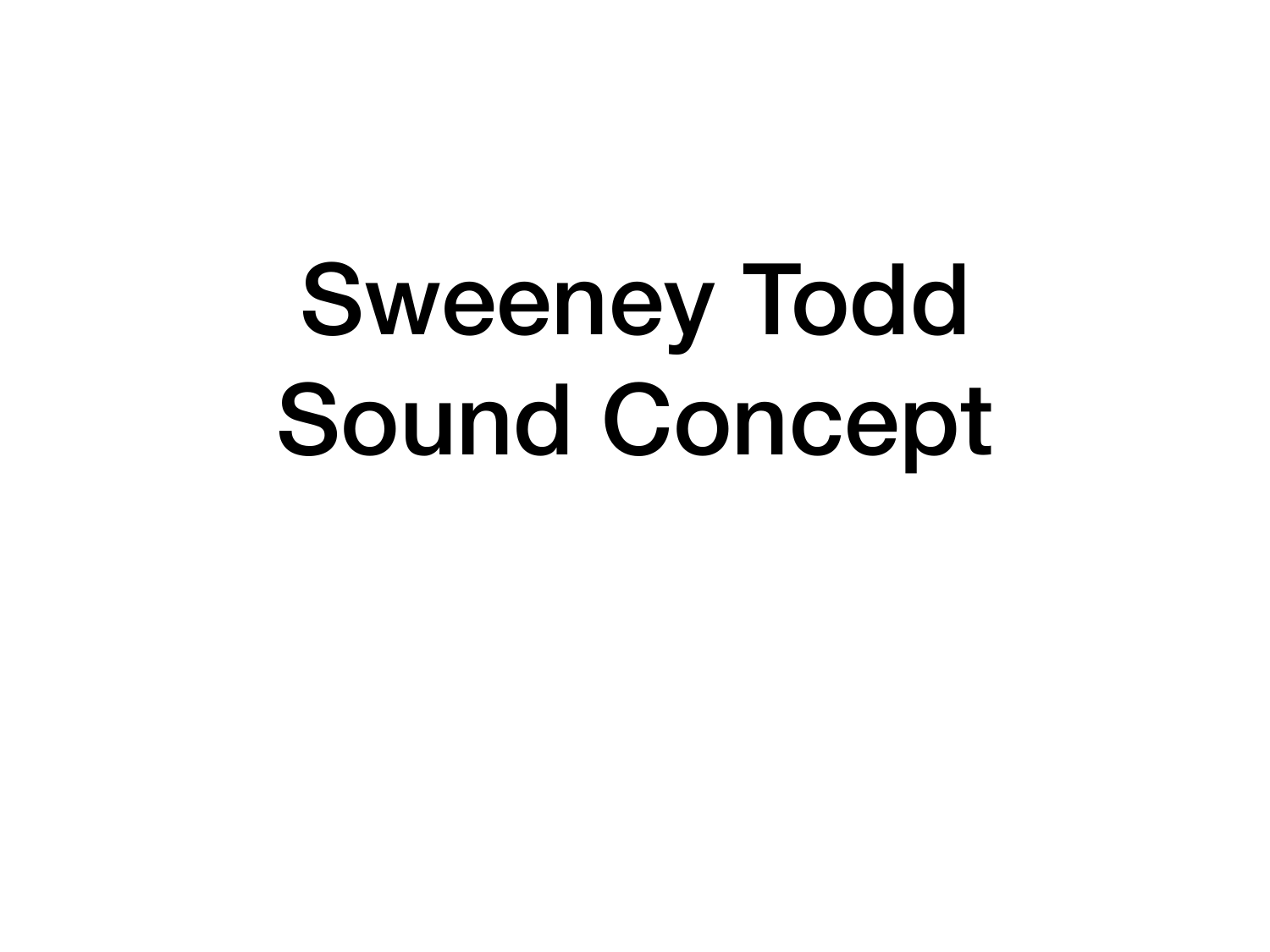# Sweeney Todd
# Sound Concept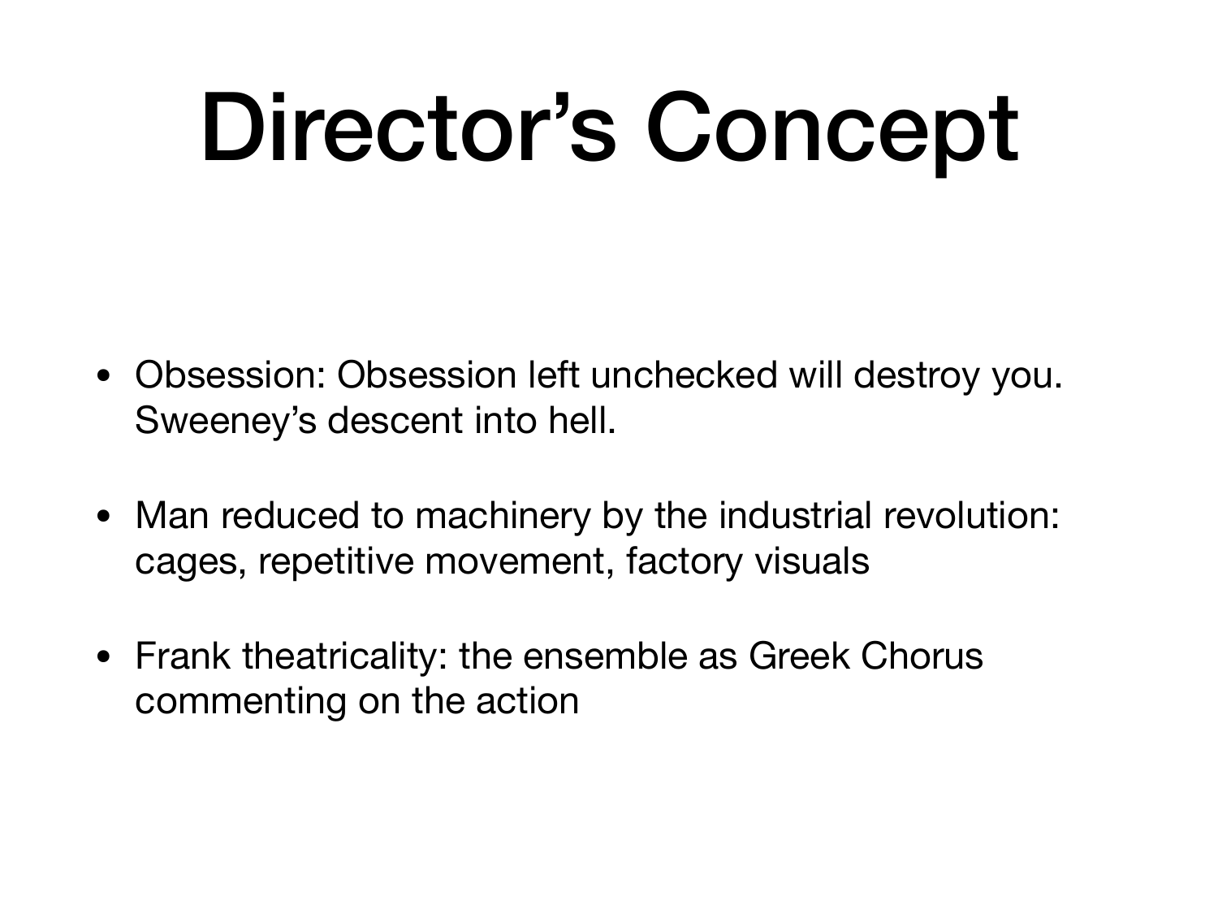# Director’s Concept

- Obsession: Obsession left unchecked will destroy you. Sweeney’s descent into hell.
- Man reduced to machinery by the industrial revolution: cages, repetitive movement, factory visuals
- Frank theatricality: the ensemble as Greek Chorus commenting on the action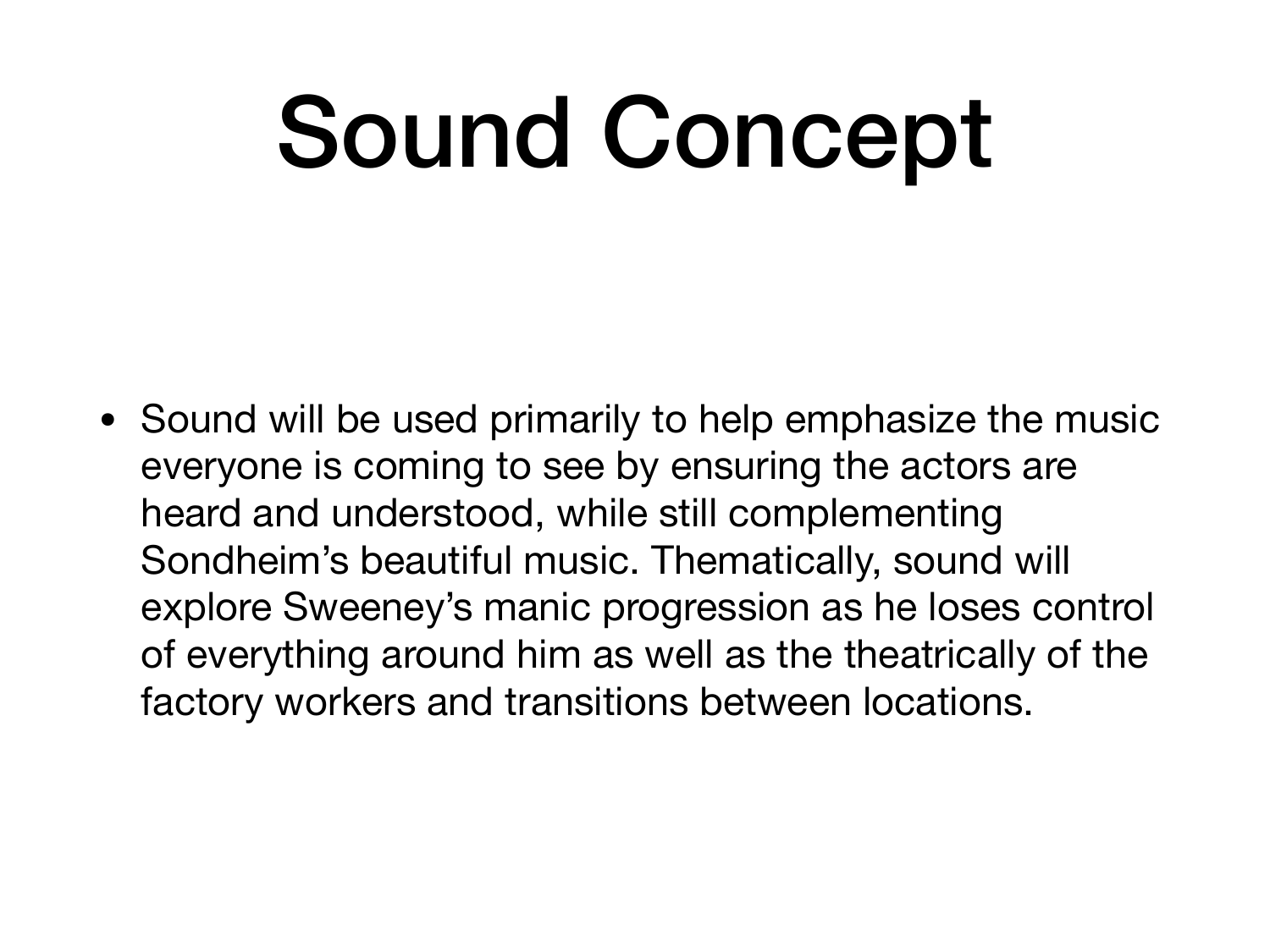# Sound Concept

- Sound will be used primarily to help emphasize the music everyone is coming to see by ensuring the actors are heard and understood, while still complementing Sondheim's beautiful music. Thematically, sound will explore Sweeney's manic progression as he loses control of everything around him as well as the theatrically of the factory workers and transitions between locations.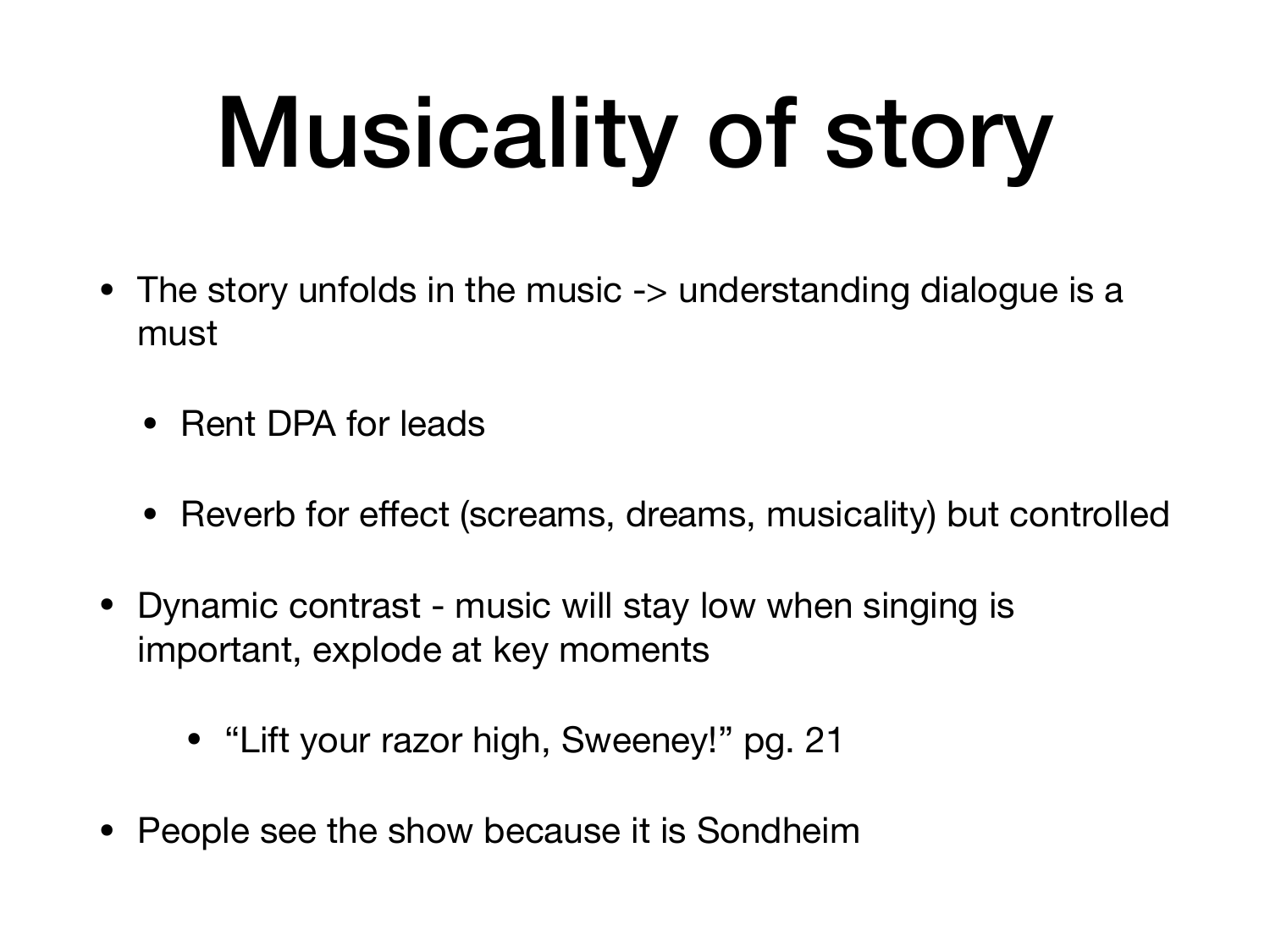# Musicality of story

- The story unfolds in the music -> understanding dialogue is a must
  - Rent DPA for leads
  - Reverb for effect (screams, dreams, musicality) but controlled
- Dynamic contrast - music will stay low when singing is important, explode at key moments
    - "Lift your razor high, Sweeney!" pg. 21
- People see the show because it is Sondheim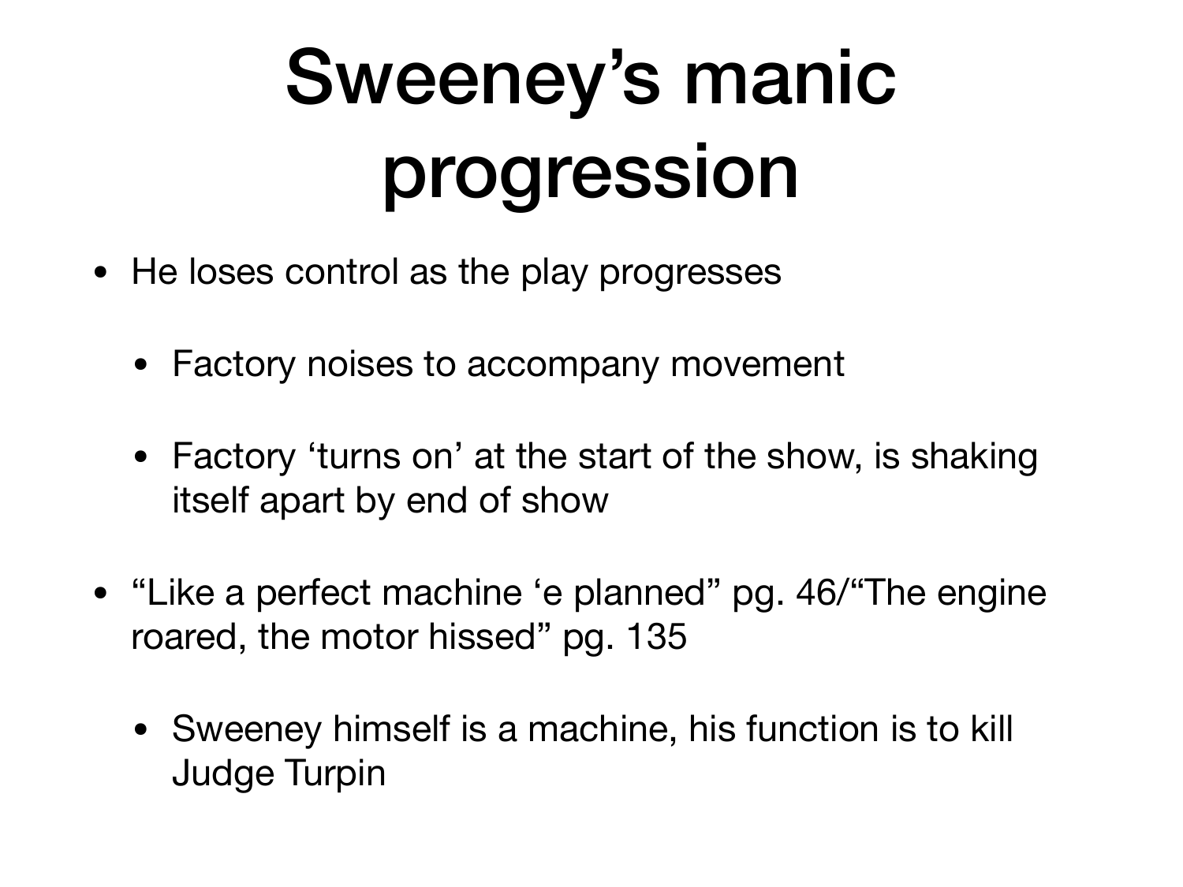# Sweeney's manic progression

- He loses control as the play progresses
  - Factory noises to accompany movement
  - Factory 'turns on' at the start of the show, is shaking itself apart by end of show
- "Like a perfect machine 'e planned" pg. 46/"The engine roared, the motor hissed" pg. 135
  - Sweeney himself is a machine, his function is to kill Judge Turpin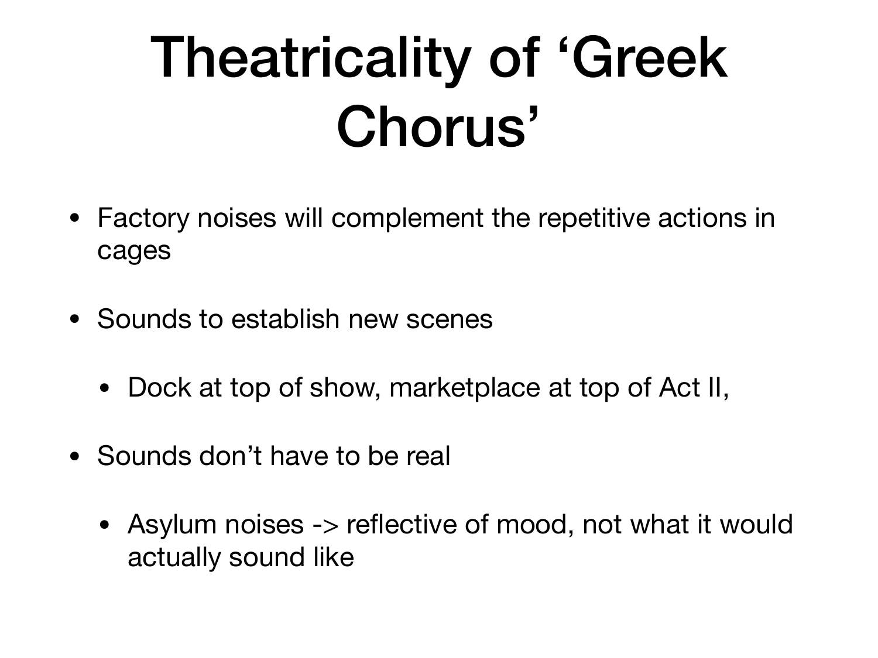# Theatricality of 'Greek Chorus'

- Factory noises will complement the repetitive actions in cages
- Sounds to establish new scenes
  - Dock at top of show, marketplace at top of Act II,
- Sounds don't have to be real
  - Asylum noises -> reflective of mood, not what it would actually sound like